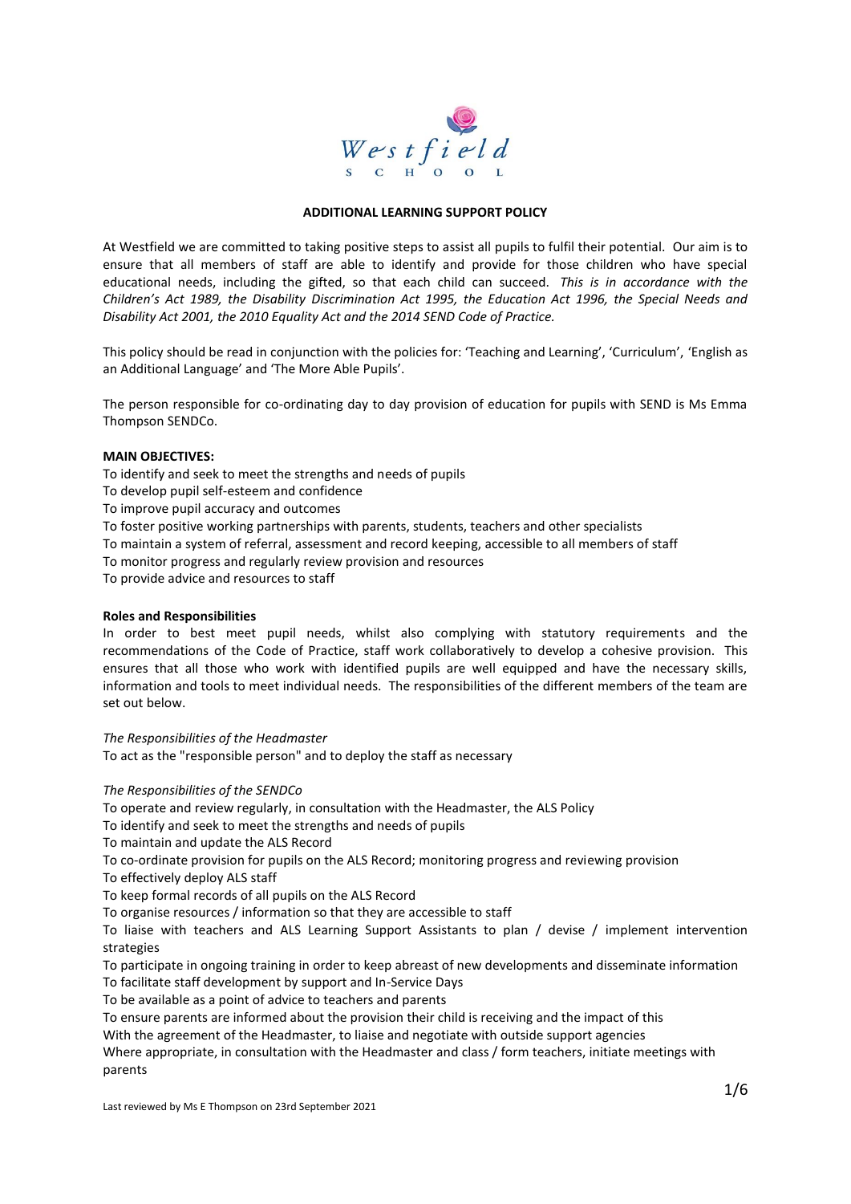Westfield School

**ADDITIONAL LEARNING SUPPORT POLICY**

At Westfield we are committed to taking positive steps to assist all pupils to fulfil their potential. Our aim is to ensure that all members of staff are able to identify and provide for those children who have special educational needs, including the gifted, so that each child can succeed. *This is in accordance with the Children's Act 1989, the Disability Discrimination Act 1995, the Education Act 1996, the Special Needs and Disability Act 2001, the 2010 Equality Act and the 2014 SEND Code of Practice.*

This policy should be read in conjunction with the policies for: 'Teaching and Learning', 'Curriculum', 'English as an Additional Language' and 'The More Able Pupils'.

The person responsible for co-ordinating day to day provision of education for pupils with SEND is Ms Emma Thompson SENDCo.

**MAIN OBJECTIVES:**

To identify and seek to meet the strengths and needs of pupils
To develop pupil self-esteem and confidence
To improve pupil accuracy and outcomes
To foster positive working partnerships with parents, students, teachers and other specialists
To maintain a system of referral, assessment and record keeping, accessible to all members of staff
To monitor progress and regularly review provision and resources
To provide advice and resources to staff

**Roles and Responsibilities**

In order to best meet pupil needs, whilst also complying with statutory requirements and the recommendations of the Code of Practice, staff work collaboratively to develop a cohesive provision. This ensures that all those who work with identified pupils are well equipped and have the necessary skills, information and tools to meet individual needs. The responsibilities of the different members of the team are set out below.

*The Responsibilities of the Headmaster*

To act as the "responsible person" and to deploy the staff as necessary

*The Responsibilities of the SENDCo*

To operate and review regularly, in consultation with the Headmaster, the ALS Policy
To identify and seek to meet the strengths and needs of pupils
To maintain and update the ALS Record
To co-ordinate provision for pupils on the ALS Record; monitoring progress and reviewing provision
To effectively deploy ALS staff
To keep formal records of all pupils on the ALS Record
To organise resources / information so that they are accessible to staff
To liaise with teachers and ALS Learning Support Assistants to plan / devise / implement intervention strategies
To participate in ongoing training in order to keep abreast of new developments and disseminate information
To facilitate staff development by support and In-Service Days
To be available as a point of advice to teachers and parents
To ensure parents are informed about the provision their child is receiving and the impact of this
With the agreement of the Headmaster, to liaise and negotiate with outside support agencies
Where appropriate, in consultation with the Headmaster and class / form teachers, initiate meetings with parents

Last reviewed by Ms E Thompson on 23rd September 2021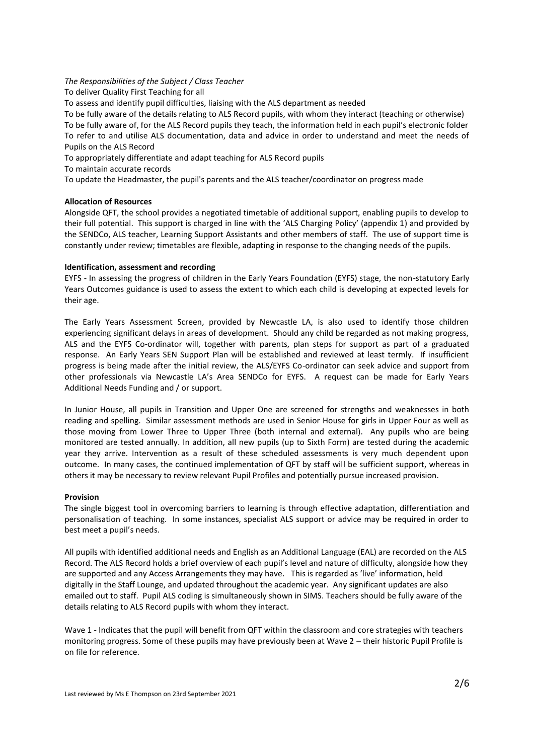*The Responsibilities of the Subject / Class Teacher*

To deliver Quality First Teaching for all

To assess and identify pupil difficulties, liaising with the ALS department as needed

To be fully aware of the details relating to ALS Record pupils, with whom they interact (teaching or otherwise)

To be fully aware of, for the ALS Record pupils they teach, the information held in each pupil's electronic folder

To refer to and utilise ALS documentation, data and advice in order to understand and meet the needs of Pupils on the ALS Record

To appropriately differentiate and adapt teaching for ALS Record pupils

To maintain accurate records

To update the Headmaster, the pupil's parents and the ALS teacher/coordinator on progress made

**Allocation of Resources**

Alongside QFT, the school provides a negotiated timetable of additional support, enabling pupils to develop to their full potential. This support is charged in line with the 'ALS Charging Policy' (appendix 1) and provided by the SENDCo, ALS teacher, Learning Support Assistants and other members of staff. The use of support time is constantly under review; timetables are flexible, adapting in response to the changing needs of the pupils.

**Identification, assessment and recording**

EYFS - In assessing the progress of children in the Early Years Foundation (EYFS) stage, the non-statutory Early Years Outcomes guidance is used to assess the extent to which each child is developing at expected levels for their age.

The Early Years Assessment Screen, provided by Newcastle LA, is also used to identify those children experiencing significant delays in areas of development. Should any child be regarded as not making progress, ALS and the EYFS Co-ordinator will, together with parents, plan steps for support as part of a graduated response. An Early Years SEN Support Plan will be established and reviewed at least termly. If insufficient progress is being made after the initial review, the ALS/EYFS Co-ordinator can seek advice and support from other professionals via Newcastle LA's Area SENDCo for EYFS. A request can be made for Early Years Additional Needs Funding and / or support.

In Junior House, all pupils in Transition and Upper One are screened for strengths and weaknesses in both reading and spelling. Similar assessment methods are used in Senior House for girls in Upper Four as well as those moving from Lower Three to Upper Three (both internal and external). Any pupils who are being monitored are tested annually. In addition, all new pupils (up to Sixth Form) are tested during the academic year they arrive. Intervention as a result of these scheduled assessments is very much dependent upon outcome. In many cases, the continued implementation of QFT by staff will be sufficient support, whereas in others it may be necessary to review relevant Pupil Profiles and potentially pursue increased provision.

**Provision**

The single biggest tool in overcoming barriers to learning is through effective adaptation, differentiation and personalisation of teaching. In some instances, specialist ALS support or advice may be required in order to best meet a pupil's needs.

All pupils with identified additional needs and English as an Additional Language (EAL) are recorded on the ALS Record. The ALS Record holds a brief overview of each pupil's level and nature of difficulty, alongside how they are supported and any Access Arrangements they may have. This is regarded as 'live' information, held digitally in the Staff Lounge, and updated throughout the academic year. Any significant updates are also emailed out to staff. Pupil ALS coding is simultaneously shown in SIMS. Teachers should be fully aware of the details relating to ALS Record pupils with whom they interact.

Wave 1 - Indicates that the pupil will benefit from QFT within the classroom and core strategies with teachers monitoring progress. Some of these pupils may have previously been at Wave 2 – their historic Pupil Profile is on file for reference.

Last reviewed by Ms E Thompson on 23rd September 2021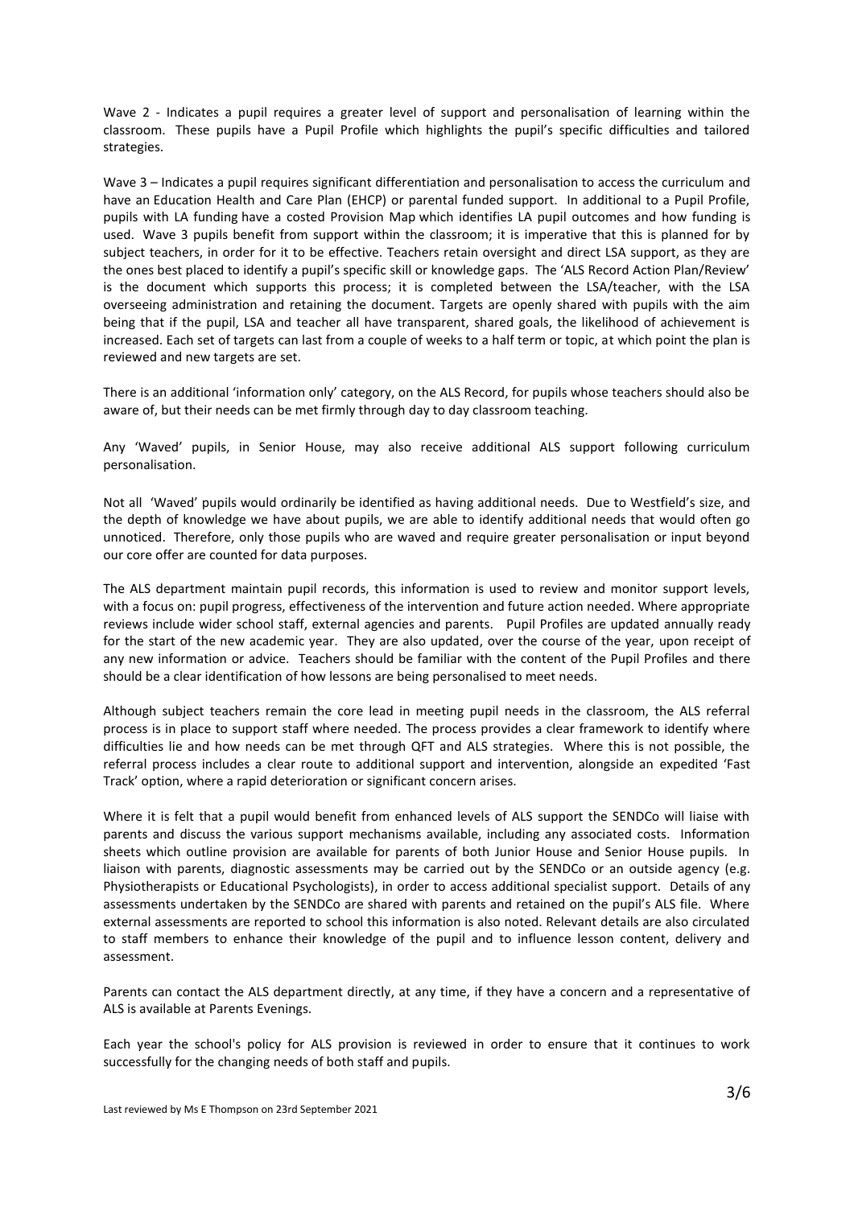Wave 2 - Indicates a pupil requires a greater level of support and personalisation of learning within the classroom. These pupils have a Pupil Profile which highlights the pupil's specific difficulties and tailored strategies.

Wave 3 – Indicates a pupil requires significant differentiation and personalisation to access the curriculum and have an Education Health and Care Plan (EHCP) or parental funded support. In additional to a Pupil Profile, pupils with LA funding have a costed Provision Map which identifies LA pupil outcomes and how funding is used. Wave 3 pupils benefit from support within the classroom; it is imperative that this is planned for by subject teachers, in order for it to be effective. Teachers retain oversight and direct LSA support, as they are the ones best placed to identify a pupil's specific skill or knowledge gaps. The 'ALS Record Action Plan/Review' is the document which supports this process; it is completed between the LSA/teacher, with the LSA overseeing administration and retaining the document. Targets are openly shared with pupils with the aim being that if the pupil, LSA and teacher all have transparent, shared goals, the likelihood of achievement is increased. Each set of targets can last from a couple of weeks to a half term or topic, at which point the plan is reviewed and new targets are set.

There is an additional 'information only' category, on the ALS Record, for pupils whose teachers should also be aware of, but their needs can be met firmly through day to day classroom teaching.

Any 'Waved' pupils, in Senior House, may also receive additional ALS support following curriculum personalisation.

Not all 'Waved' pupils would ordinarily be identified as having additional needs. Due to Westfield's size, and the depth of knowledge we have about pupils, we are able to identify additional needs that would often go unnoticed. Therefore, only those pupils who are waved and require greater personalisation or input beyond our core offer are counted for data purposes.

The ALS department maintain pupil records, this information is used to review and monitor support levels, with a focus on: pupil progress, effectiveness of the intervention and future action needed. Where appropriate reviews include wider school staff, external agencies and parents. Pupil Profiles are updated annually ready for the start of the new academic year. They are also updated, over the course of the year, upon receipt of any new information or advice. Teachers should be familiar with the content of the Pupil Profiles and there should be a clear identification of how lessons are being personalised to meet needs.

Although subject teachers remain the core lead in meeting pupil needs in the classroom, the ALS referral process is in place to support staff where needed. The process provides a clear framework to identify where difficulties lie and how needs can be met through QFT and ALS strategies. Where this is not possible, the referral process includes a clear route to additional support and intervention, alongside an expedited 'Fast Track' option, where a rapid deterioration or significant concern arises.

Where it is felt that a pupil would benefit from enhanced levels of ALS support the SENDCo will liaise with parents and discuss the various support mechanisms available, including any associated costs. Information sheets which outline provision are available for parents of both Junior House and Senior House pupils. In liaison with parents, diagnostic assessments may be carried out by the SENDCo or an outside agency (e.g. Physiotherapists or Educational Psychologists), in order to access additional specialist support. Details of any assessments undertaken by the SENDCo are shared with parents and retained on the pupil's ALS file. Where external assessments are reported to school this information is also noted. Relevant details are also circulated to staff members to enhance their knowledge of the pupil and to influence lesson content, delivery and assessment.

Parents can contact the ALS department directly, at any time, if they have a concern and a representative of ALS is available at Parents Evenings.

Each year the school's policy for ALS provision is reviewed in order to ensure that it continues to work successfully for the changing needs of both staff and pupils.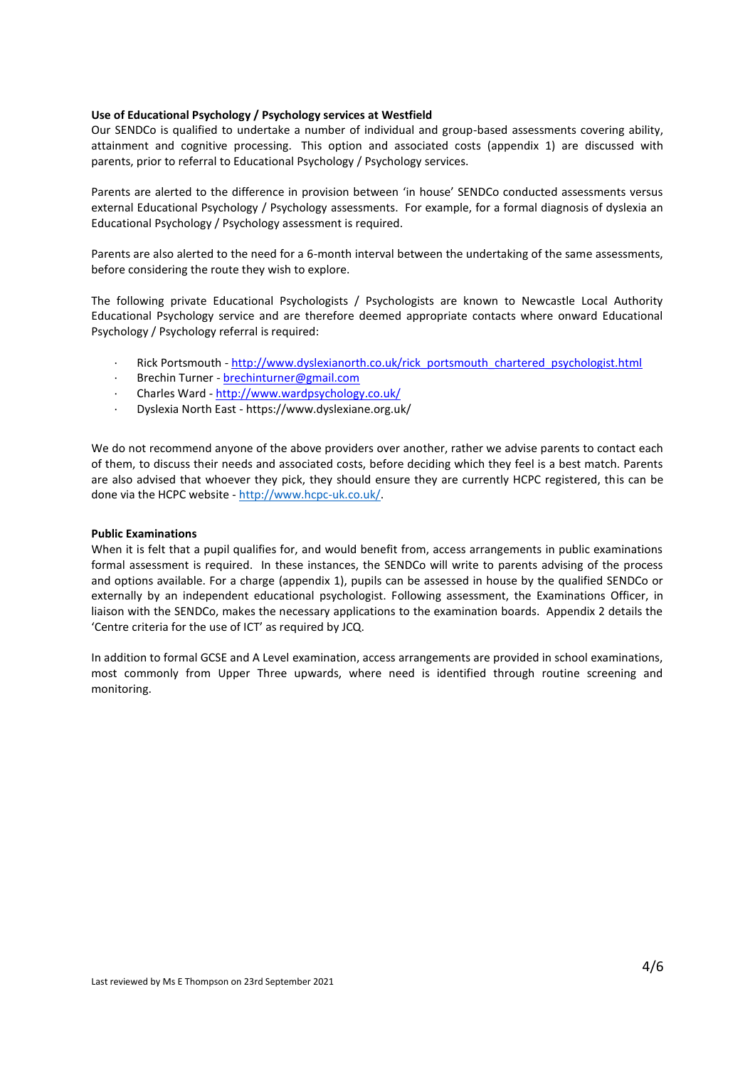**Use of Educational Psychology / Psychology services at Westfield**

Our SENDCo is qualified to undertake a number of individual and group-based assessments covering ability, attainment and cognitive processing. This option and associated costs (appendix 1) are discussed with parents, prior to referral to Educational Psychology / Psychology services.

Parents are alerted to the difference in provision between 'in house' SENDCo conducted assessments versus external Educational Psychology / Psychology assessments. For example, for a formal diagnosis of dyslexia an Educational Psychology / Psychology assessment is required.

Parents are also alerted to the need for a 6-month interval between the undertaking of the same assessments, before considering the route they wish to explore.

The following private Educational Psychologists / Psychologists are known to Newcastle Local Authority Educational Psychology service and are therefore deemed appropriate contacts where onward Educational Psychology / Psychology referral is required:

- Rick Portsmouth - http://www.dyslexianorth.co.uk/rick_portsmouth_chartered_psychologist.html
- Brechin Turner - brechinturner@gmail.com
- Charles Ward - http://www.wardpsychology.co.uk/
- Dyslexia North East - https://www.dyslexiane.org.uk/

We do not recommend anyone of the above providers over another, rather we advise parents to contact each of them, to discuss their needs and associated costs, before deciding which they feel is a best match. Parents are also advised that whoever they pick, they should ensure they are currently HCPC registered, this can be done via the HCPC website - http://www.hcpc-uk.co.uk/.

**Public Examinations**

When it is felt that a pupil qualifies for, and would benefit from, access arrangements in public examinations formal assessment is required. In these instances, the SENDCo will write to parents advising of the process and options available. For a charge (appendix 1), pupils can be assessed in house by the qualified SENDCo or externally by an independent educational psychologist. Following assessment, the Examinations Officer, in liaison with the SENDCo, makes the necessary applications to the examination boards. Appendix 2 details the 'Centre criteria for the use of ICT' as required by JCQ.

In addition to formal GCSE and A Level examination, access arrangements are provided in school examinations, most commonly from Upper Three upwards, where need is identified through routine screening and monitoring.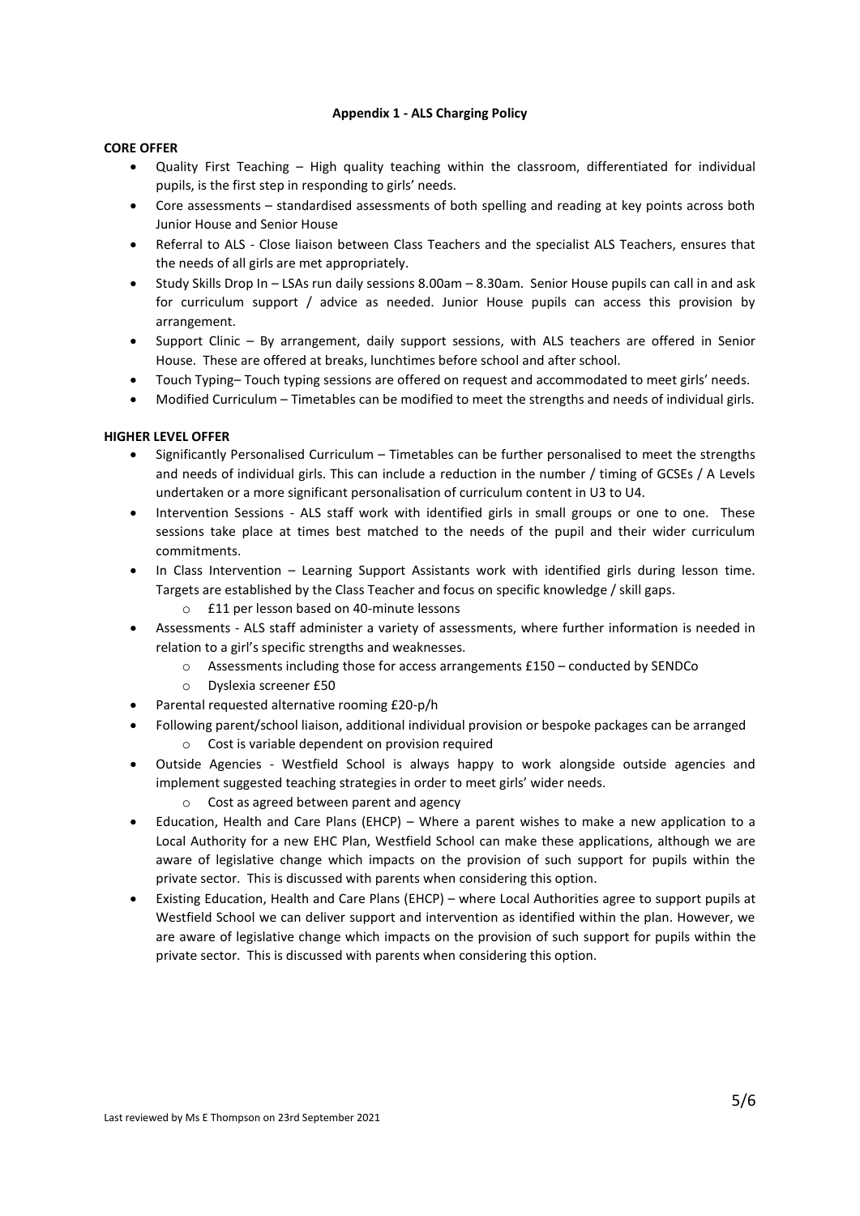**Appendix 1 - ALS Charging Policy**

**CORE OFFER**

- Quality First Teaching – High quality teaching within the classroom, differentiated for individual pupils, is the first step in responding to girls' needs.
- Core assessments – standardised assessments of both spelling and reading at key points across both Junior House and Senior House
- Referral to ALS - Close liaison between Class Teachers and the specialist ALS Teachers, ensures that the needs of all girls are met appropriately.
- Study Skills Drop In – LSAs run daily sessions 8.00am – 8.30am. Senior House pupils can call in and ask for curriculum support / advice as needed. Junior House pupils can access this provision by arrangement.
- Support Clinic – By arrangement, daily support sessions, with ALS teachers are offered in Senior House. These are offered at breaks, lunchtimes before school and after school.
- Touch Typing– Touch typing sessions are offered on request and accommodated to meet girls' needs.
- Modified Curriculum – Timetables can be modified to meet the strengths and needs of individual girls.

**HIGHER LEVEL OFFER**

- Significantly Personalised Curriculum – Timetables can be further personalised to meet the strengths and needs of individual girls. This can include a reduction in the number / timing of GCSEs / A Levels undertaken or a more significant personalisation of curriculum content in U3 to U4.
- Intervention Sessions - ALS staff work with identified girls in small groups or one to one. These sessions take place at times best matched to the needs of the pupil and their wider curriculum commitments.
- In Class Intervention – Learning Support Assistants work with identified girls during lesson time. Targets are established by the Class Teacher and focus on specific knowledge / skill gaps.
  - £11 per lesson based on 40-minute lessons
- Assessments - ALS staff administer a variety of assessments, where further information is needed in relation to a girl's specific strengths and weaknesses.
  - Assessments including those for access arrangements £150 – conducted by SENDCo
  - Dyslexia screener £50
- Parental requested alternative rooming £20-p/h
- Following parent/school liaison, additional individual provision or bespoke packages can be arranged
  - Cost is variable dependent on provision required
- Outside Agencies - Westfield School is always happy to work alongside outside agencies and implement suggested teaching strategies in order to meet girls' wider needs.
  - Cost as agreed between parent and agency
- Education, Health and Care Plans (EHCP) – Where a parent wishes to make a new application to a Local Authority for a new EHC Plan, Westfield School can make these applications, although we are aware of legislative change which impacts on the provision of such support for pupils within the private sector. This is discussed with parents when considering this option.
- Existing Education, Health and Care Plans (EHCP) – where Local Authorities agree to support pupils at Westfield School we can deliver support and intervention as identified within the plan. However, we are aware of legislative change which impacts on the provision of such support for pupils within the private sector. This is discussed with parents when considering this option.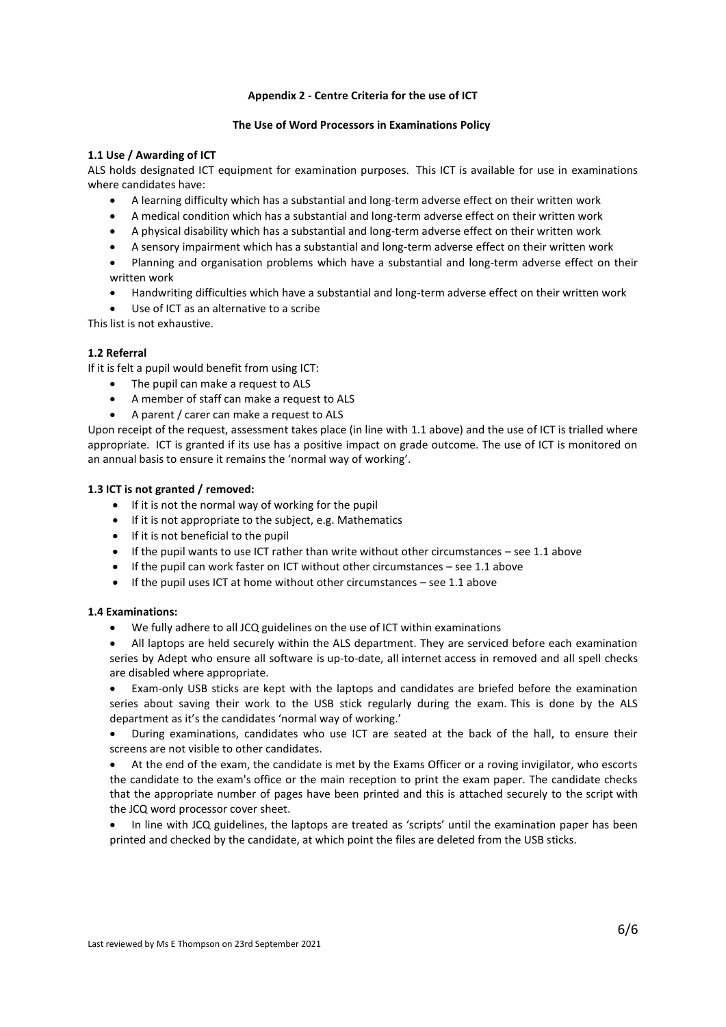**Appendix 2 - Centre Criteria for the use of ICT**

**The Use of Word Processors in Examinations Policy**

**1.1 Use / Awarding of ICT**

ALS holds designated ICT equipment for examination purposes. This ICT is available for use in examinations where candidates have:

- A learning difficulty which has a substantial and long-term adverse effect on their written work
- A medical condition which has a substantial and long-term adverse effect on their written work
- A physical disability which has a substantial and long-term adverse effect on their written work
- A sensory impairment which has a substantial and long-term adverse effect on their written work
- Planning and organisation problems which have a substantial and long-term adverse effect on their written work
- Handwriting difficulties which have a substantial and long-term adverse effect on their written work
- Use of ICT as an alternative to a scribe

This list is not exhaustive.

**1.2 Referral**

If it is felt a pupil would benefit from using ICT:

- The pupil can make a request to ALS
- A member of staff can make a request to ALS
- A parent / carer can make a request to ALS

Upon receipt of the request, assessment takes place (in line with 1.1 above) and the use of ICT is trialled where appropriate. ICT is granted if its use has a positive impact on grade outcome. The use of ICT is monitored on an annual basis to ensure it remains the 'normal way of working'.

**1.3 ICT is not granted / removed:**

- If it is not the normal way of working for the pupil
- If it is not appropriate to the subject, e.g. Mathematics
- If it is not beneficial to the pupil
- If the pupil wants to use ICT rather than write without other circumstances – see 1.1 above
- If the pupil can work faster on ICT without other circumstances – see 1.1 above
- If the pupil uses ICT at home without other circumstances – see 1.1 above

**1.4 Examinations:**

- We fully adhere to all JCQ guidelines on the use of ICT within examinations
- All laptops are held securely within the ALS department. They are serviced before each examination series by Adept who ensure all software is up-to-date, all internet access in removed and all spell checks are disabled where appropriate.
- Exam-only USB sticks are kept with the laptops and candidates are briefed before the examination series about saving their work to the USB stick regularly during the exam. This is done by the ALS department as it's the candidates 'normal way of working.'
- During examinations, candidates who use ICT are seated at the back of the hall, to ensure their screens are not visible to other candidates.
- At the end of the exam, the candidate is met by the Exams Officer or a roving invigilator, who escorts the candidate to the exam's office or the main reception to print the exam paper. The candidate checks that the appropriate number of pages have been printed and this is attached securely to the script with the JCQ word processor cover sheet.
- In line with JCQ guidelines, the laptops are treated as 'scripts' until the examination paper has been printed and checked by the candidate, at which point the files are deleted from the USB sticks.

Last reviewed by Ms E Thompson on 23rd September 2021